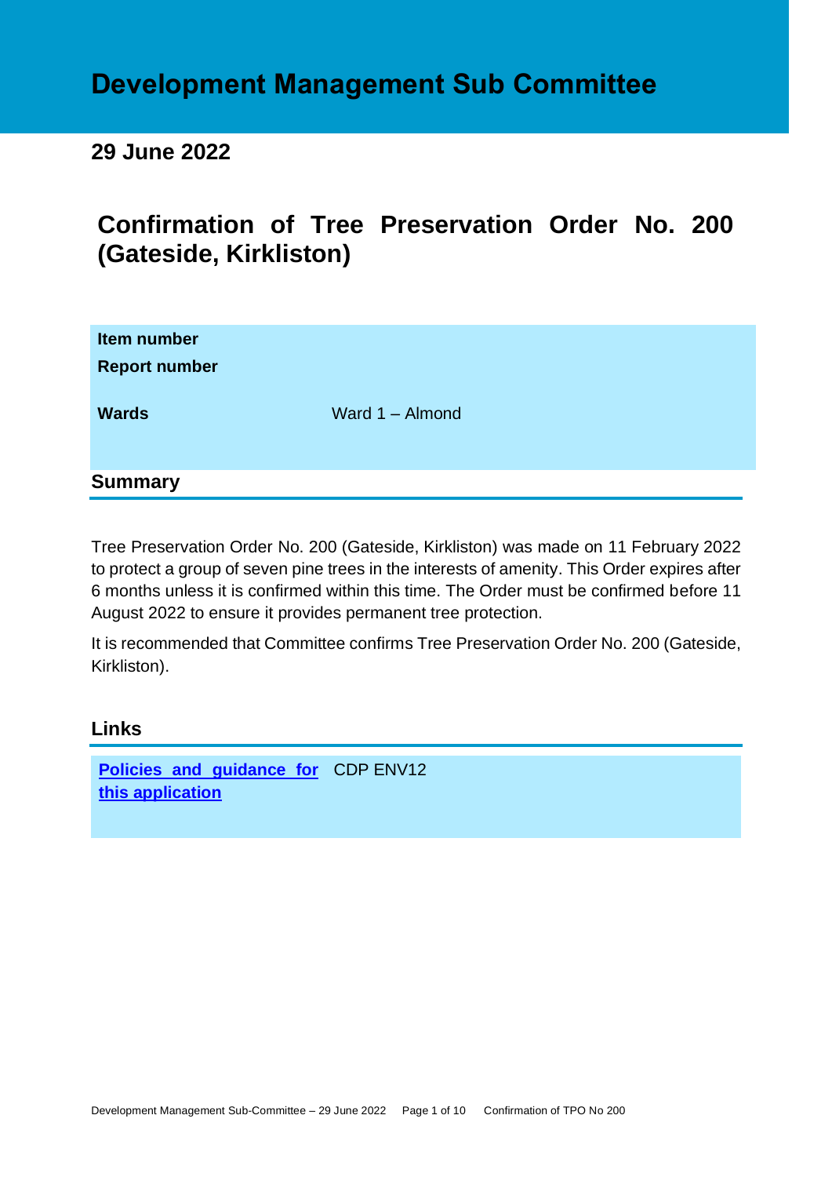# Development Management Sub Committee

## 29 June 2022

# Confirmation of Tree Preservation Order No. 200 (Gateside, Kirkliston)

| | |
|---|---|
| **Item number** | |
| **Report number** | |
| **Wards** | Ward 1 – Almond |

## Summary

Tree Preservation Order No. 200 (Gateside, Kirkliston) was made on 11 February 2022 to protect a group of seven pine trees in the interests of amenity. This Order expires after 6 months unless it is confirmed within this time. The Order must be confirmed before 11 August 2022 to ensure it provides permanent tree protection.

It is recommended that Committee confirms Tree Preservation Order No. 200 (Gateside, Kirkliston).

## Links

| | |
|---|---|
| **Policies and guidance for this application** | CDP ENV12 |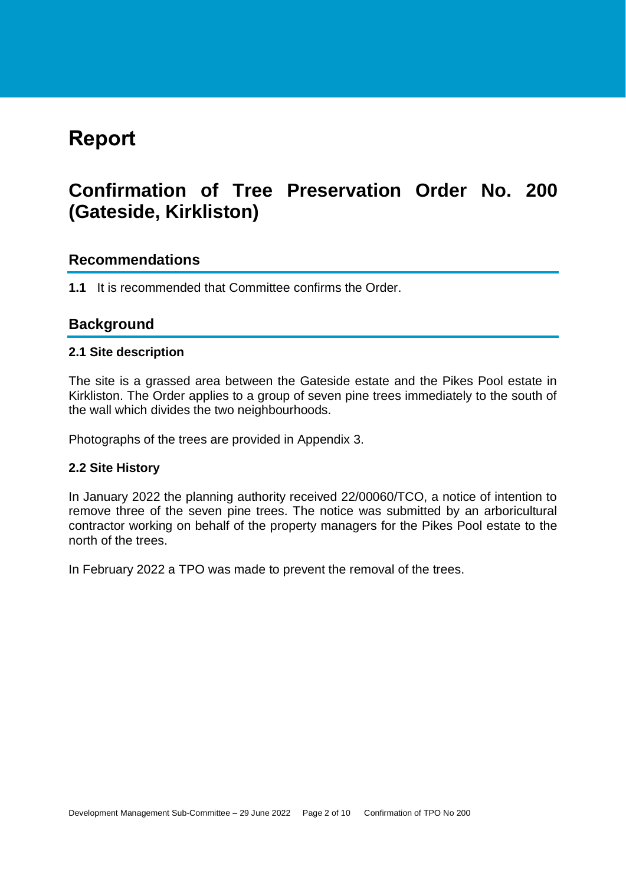# Report

## Confirmation of Tree Preservation Order No. 200 (Gateside, Kirkliston)

### Recommendations

**1.1** It is recommended that Committee confirms the Order.

### Background

#### 2.1 Site description

The site is a grassed area between the Gateside estate and the Pikes Pool estate in Kirkliston. The Order applies to a group of seven pine trees immediately to the south of the wall which divides the two neighbourhoods.

Photographs of the trees are provided in Appendix 3.

#### 2.2 Site History

In January 2022 the planning authority received 22/00060/TCO, a notice of intention to remove three of the seven pine trees. The notice was submitted by an arboricultural contractor working on behalf of the property managers for the Pikes Pool estate to the north of the trees.

In February 2022 a TPO was made to prevent the removal of the trees.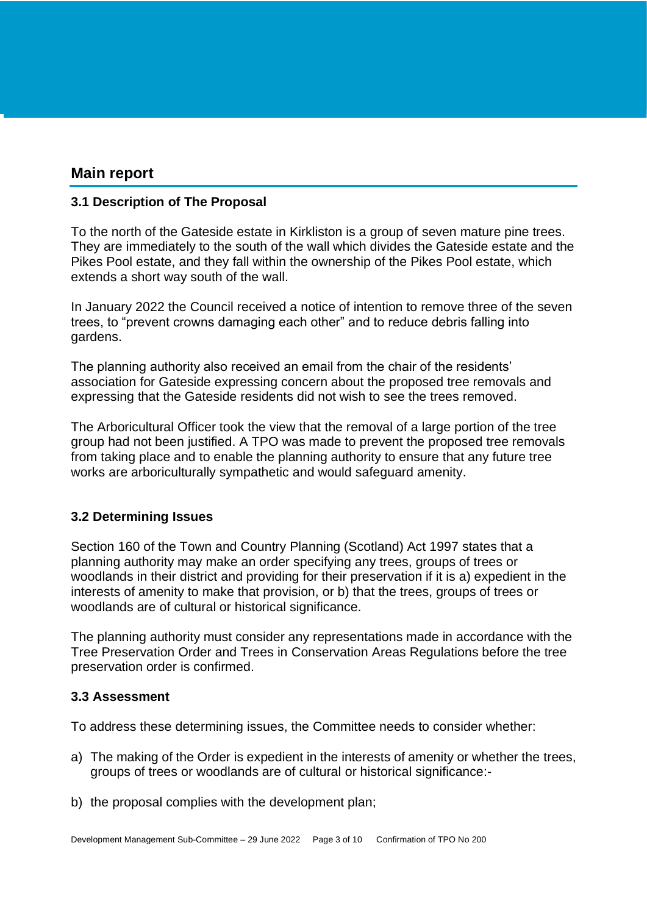## Main report

### 3.1 Description of The Proposal

To the north of the Gateside estate in Kirkliston is a group of seven mature pine trees. They are immediately to the south of the wall which divides the Gateside estate and the Pikes Pool estate, and they fall within the ownership of the Pikes Pool estate, which extends a short way south of the wall.

In January 2022 the Council received a notice of intention to remove three of the seven trees, to "prevent crowns damaging each other" and to reduce debris falling into gardens.

The planning authority also received an email from the chair of the residents' association for Gateside expressing concern about the proposed tree removals and expressing that the Gateside residents did not wish to see the trees removed.

The Arboricultural Officer took the view that the removal of a large portion of the tree group had not been justified. A TPO was made to prevent the proposed tree removals from taking place and to enable the planning authority to ensure that any future tree works are arboriculturally sympathetic and would safeguard amenity.

### 3.2 Determining Issues

Section 160 of the Town and Country Planning (Scotland) Act 1997 states that a planning authority may make an order specifying any trees, groups of trees or woodlands in their district and providing for their preservation if it is a) expedient in the interests of amenity to make that provision, or b) that the trees, groups of trees or woodlands are of cultural or historical significance.

The planning authority must consider any representations made in accordance with the Tree Preservation Order and Trees in Conservation Areas Regulations before the tree preservation order is confirmed.

### 3.3 Assessment

To address these determining issues, the Committee needs to consider whether:

a) The making of the Order is expedient in the interests of amenity or whether the trees, groups of trees or woodlands are of cultural or historical significance:-

b) the proposal complies with the development plan;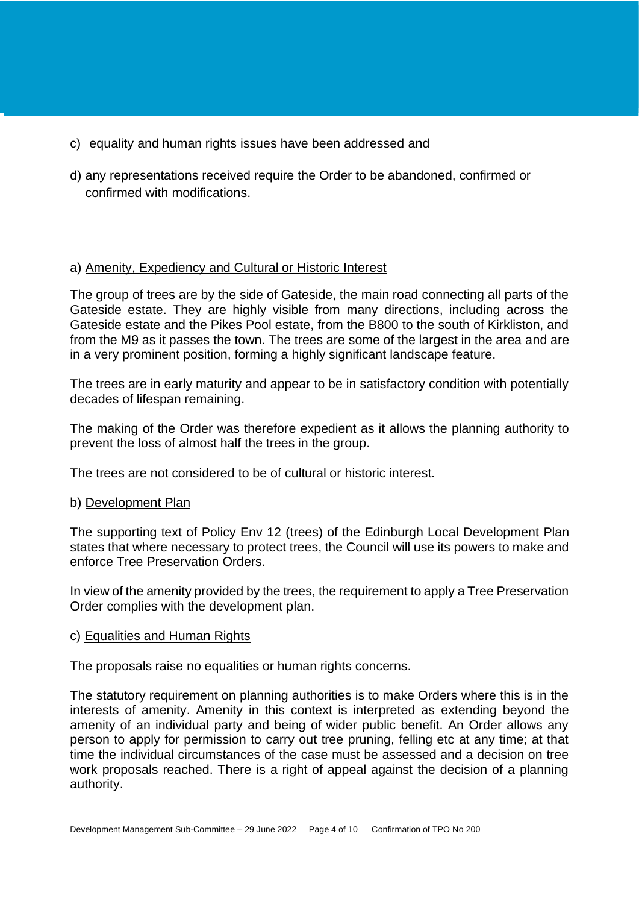c) equality and human rights issues have been addressed and

d) any representations received require the Order to be abandoned, confirmed or confirmed with modifications.

a) Amenity, Expediency and Cultural or Historic Interest

The group of trees are by the side of Gateside, the main road connecting all parts of the Gateside estate. They are highly visible from many directions, including across the Gateside estate and the Pikes Pool estate, from the B800 to the south of Kirkliston, and from the M9 as it passes the town. The trees are some of the largest in the area and are in a very prominent position, forming a highly significant landscape feature.

The trees are in early maturity and appear to be in satisfactory condition with potentially decades of lifespan remaining.

The making of the Order was therefore expedient as it allows the planning authority to prevent the loss of almost half the trees in the group.

The trees are not considered to be of cultural or historic interest.

b) Development Plan

The supporting text of Policy Env 12 (trees) of the Edinburgh Local Development Plan states that where necessary to protect trees, the Council will use its powers to make and enforce Tree Preservation Orders.

In view of the amenity provided by the trees, the requirement to apply a Tree Preservation Order complies with the development plan.

c) Equalities and Human Rights

The proposals raise no equalities or human rights concerns.

The statutory requirement on planning authorities is to make Orders where this is in the interests of amenity. Amenity in this context is interpreted as extending beyond the amenity of an individual party and being of wider public benefit. An Order allows any person to apply for permission to carry out tree pruning, felling etc at any time; at that time the individual circumstances of the case must be assessed and a decision on tree work proposals reached. There is a right of appeal against the decision of a planning authority.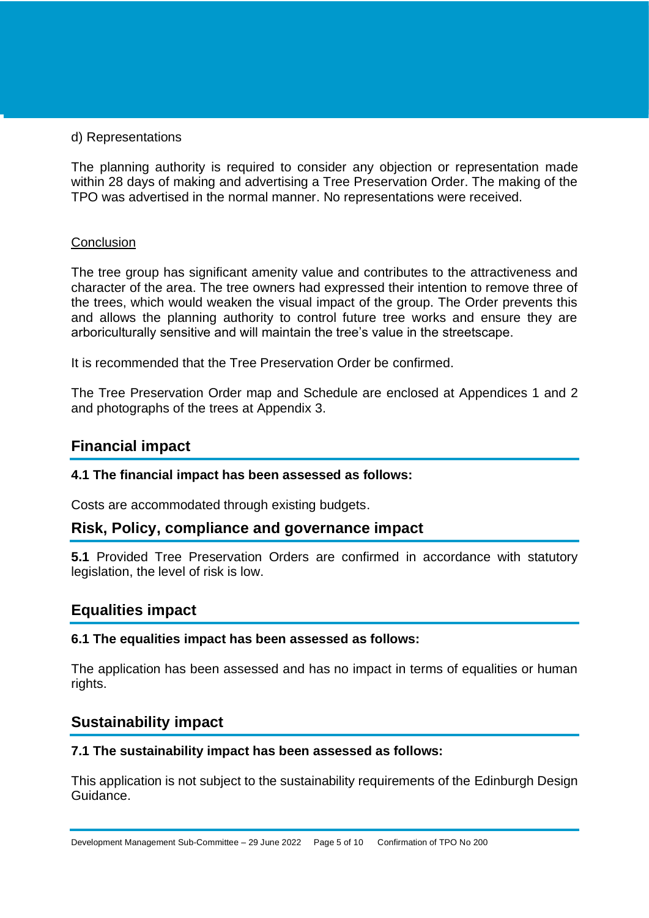d) Representations

The planning authority is required to consider any objection or representation made within 28 days of making and advertising a Tree Preservation Order. The making of the TPO was advertised in the normal manner. No representations were received.

<u>Conclusion</u>

The tree group has significant amenity value and contributes to the attractiveness and character of the area. The tree owners had expressed their intention to remove three of the trees, which would weaken the visual impact of the group. The Order prevents this and allows the planning authority to control future tree works and ensure they are arboriculturally sensitive and will maintain the tree's value in the streetscape.

It is recommended that the Tree Preservation Order be confirmed.

The Tree Preservation Order map and Schedule are enclosed at Appendices 1 and 2 and photographs of the trees at Appendix 3.

## Financial impact

**4.1 The financial impact has been assessed as follows:**

Costs are accommodated through existing budgets.

## Risk, Policy, compliance and governance impact

**5.1** Provided Tree Preservation Orders are confirmed in accordance with statutory legislation, the level of risk is low.

## Equalities impact

**6.1 The equalities impact has been assessed as follows:**

The application has been assessed and has no impact in terms of equalities or human rights.

## Sustainability impact

**7.1 The sustainability impact has been assessed as follows:**

This application is not subject to the sustainability requirements of the Edinburgh Design Guidance.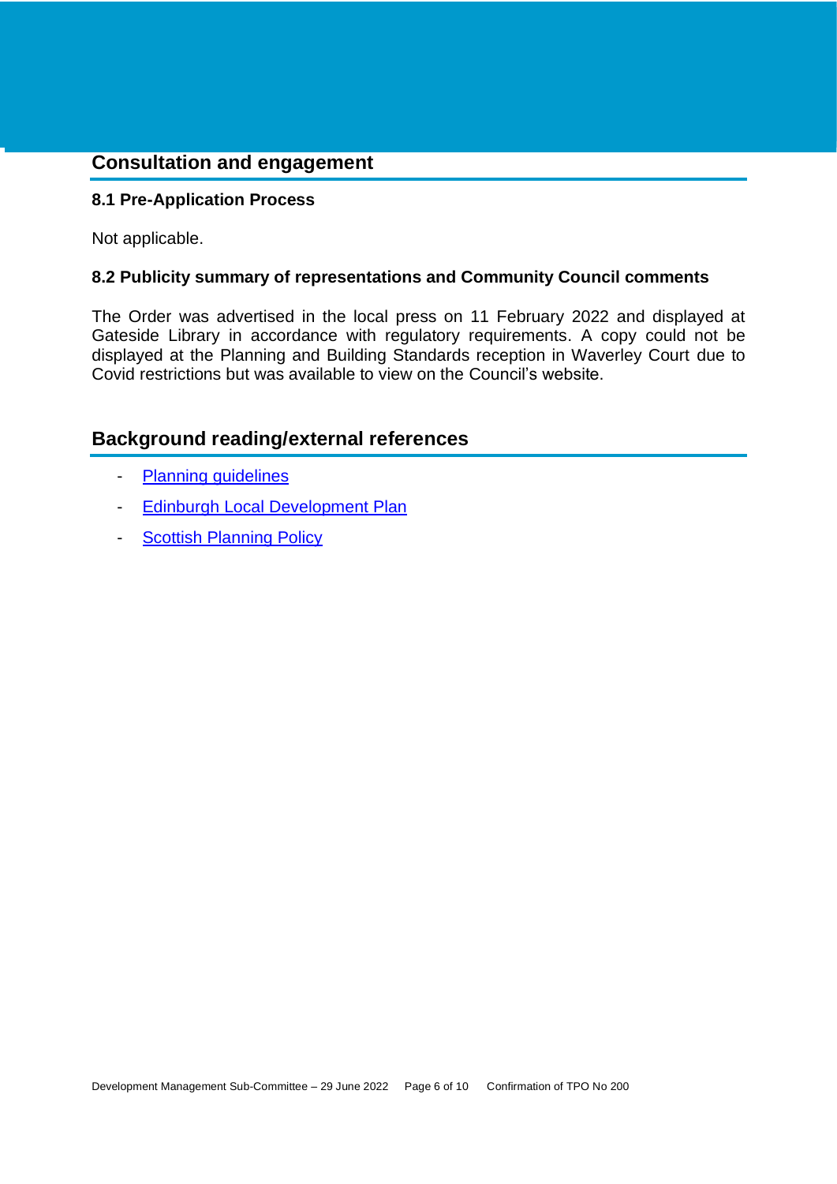## Consultation and engagement

### 8.1 Pre-Application Process

Not applicable.

### 8.2 Publicity summary of representations and Community Council comments

The Order was advertised in the local press on 11 February 2022 and displayed at Gateside Library in accordance with regulatory requirements. A copy could not be displayed at the Planning and Building Standards reception in Waverley Court due to Covid restrictions but was available to view on the Council's website.

## Background reading/external references

- Planning guidelines
- Edinburgh Local Development Plan
- Scottish Planning Policy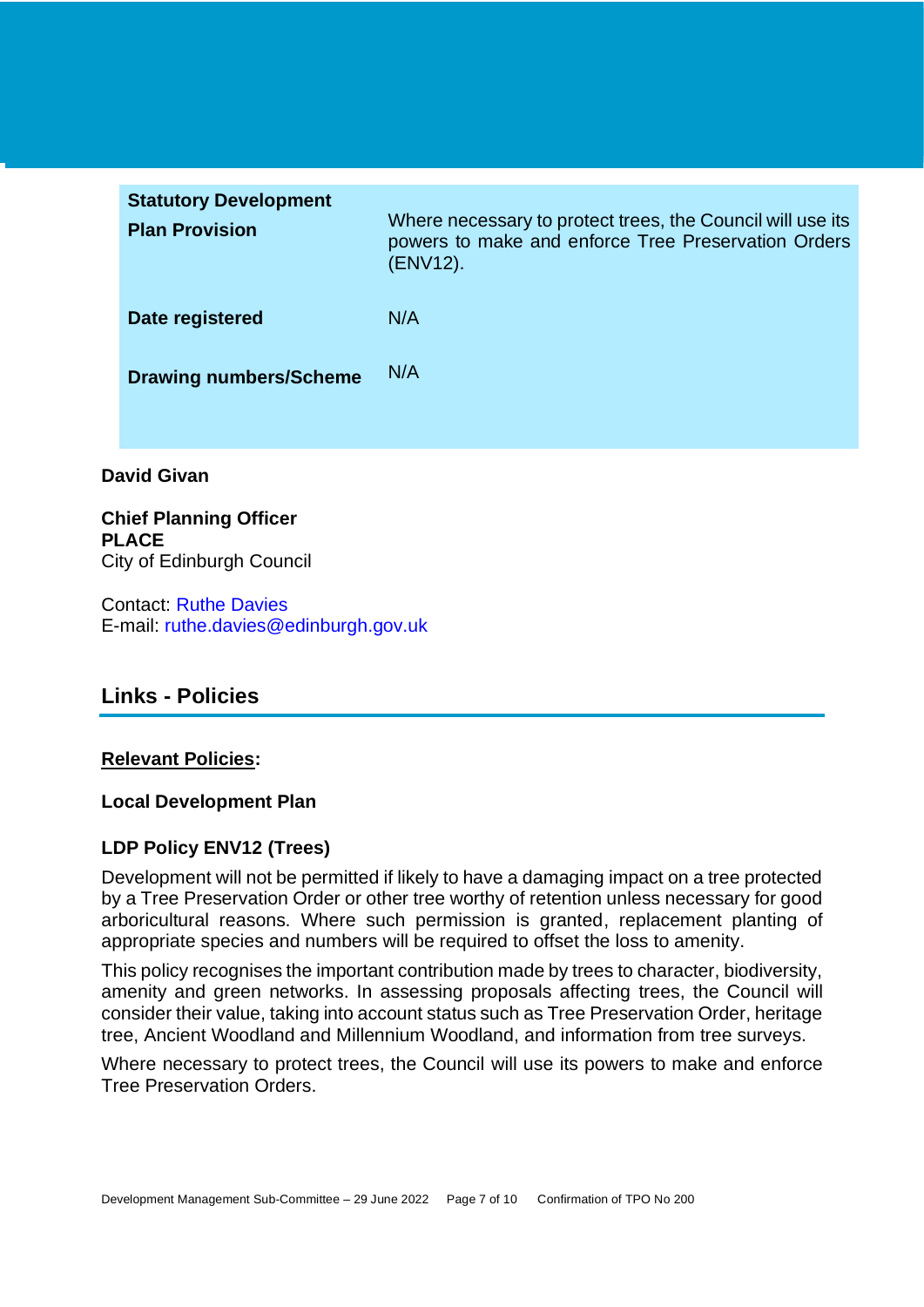| | |
|---|---|
| **Statutory Development Plan Provision** | Where necessary to protect trees, the Council will use its powers to make and enforce Tree Preservation Orders (ENV12). |
| **Date registered** | N/A |
| **Drawing numbers/Scheme** | N/A |

**David Givan**

**Chief Planning Officer**
**PLACE**
City of Edinburgh Council

Contact: Ruthe Davies
E-mail: ruthe.davies@edinburgh.gov.uk

## Links - Policies

**Relevant Policies:**

**Local Development Plan**

**LDP Policy ENV12 (Trees)**

Development will not be permitted if likely to have a damaging impact on a tree protected by a Tree Preservation Order or other tree worthy of retention unless necessary for good arboricultural reasons. Where such permission is granted, replacement planting of appropriate species and numbers will be required to offset the loss to amenity.

This policy recognises the important contribution made by trees to character, biodiversity, amenity and green networks. In assessing proposals affecting trees, the Council will consider their value, taking into account status such as Tree Preservation Order, heritage tree, Ancient Woodland and Millennium Woodland, and information from tree surveys.

Where necessary to protect trees, the Council will use its powers to make and enforce Tree Preservation Orders.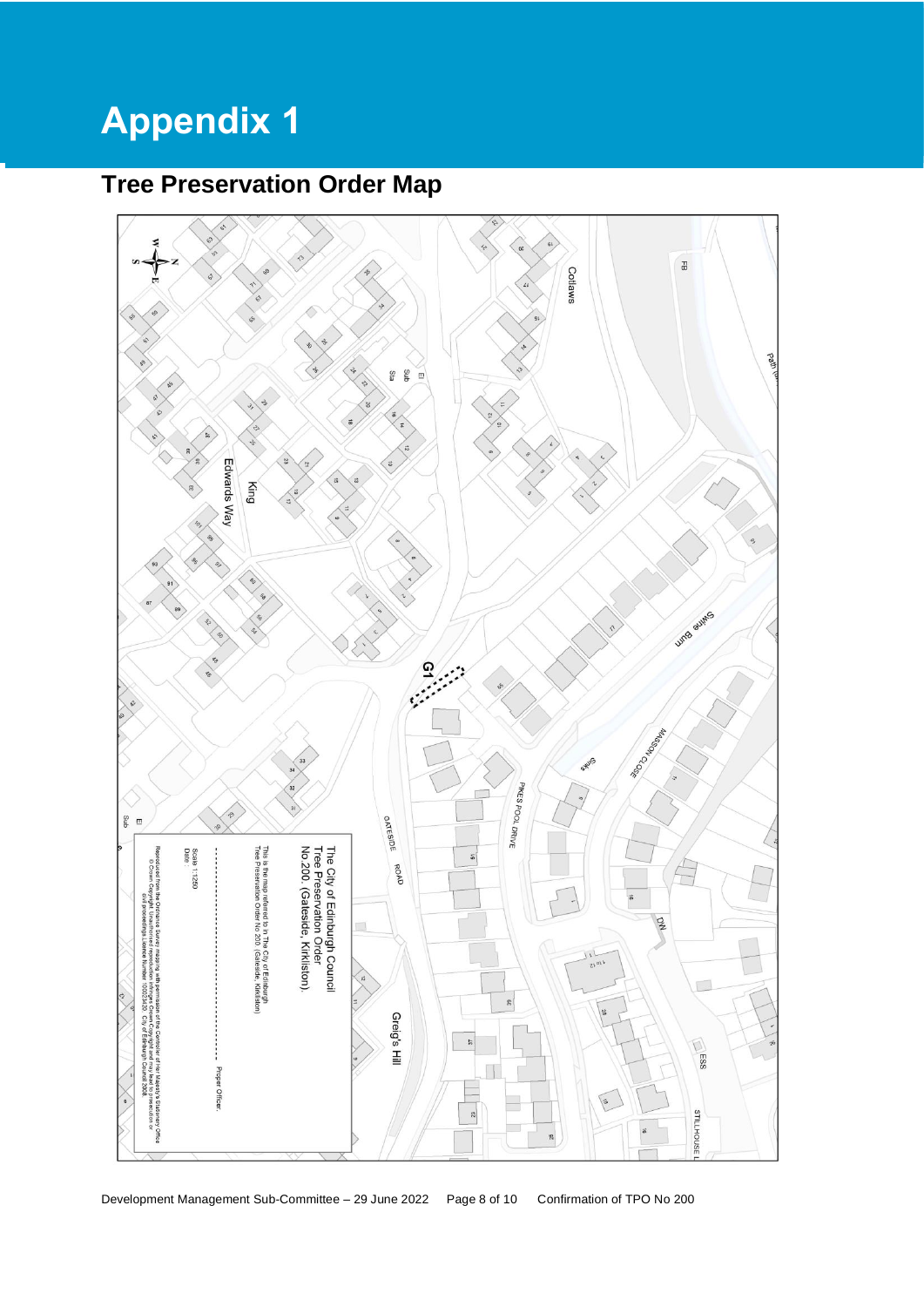# Appendix 1

## Tree Preservation Order Map

The City of Edinburgh Council
Tree Preservation Order
No.200. (Gateside, Kirkliston).

This is the map referred to in The City of Edinburgh Tree Preservation Order No 200. (Gateside, Kirkliston)

Proper Officer.

Scale 1:1250
Date:

Reproduced from the Ordnance Survey mapping with permission of the Controller of Her Majesty's Stationery Office © Crown Copyright. Unauthorised reproduction infringes Crown Copyright and may lead to prosecution or civil proceedings. Licence Number 100023420. City of Edinburgh Council 2008.

G1

Collaws
King Edwards Way
Swine Burn
Masson Close
Pikes Pool Drive
Gateside Road
Greig's Hill
Stillhouse L
El Sub Sta
FB
ESS
DW
Path (um)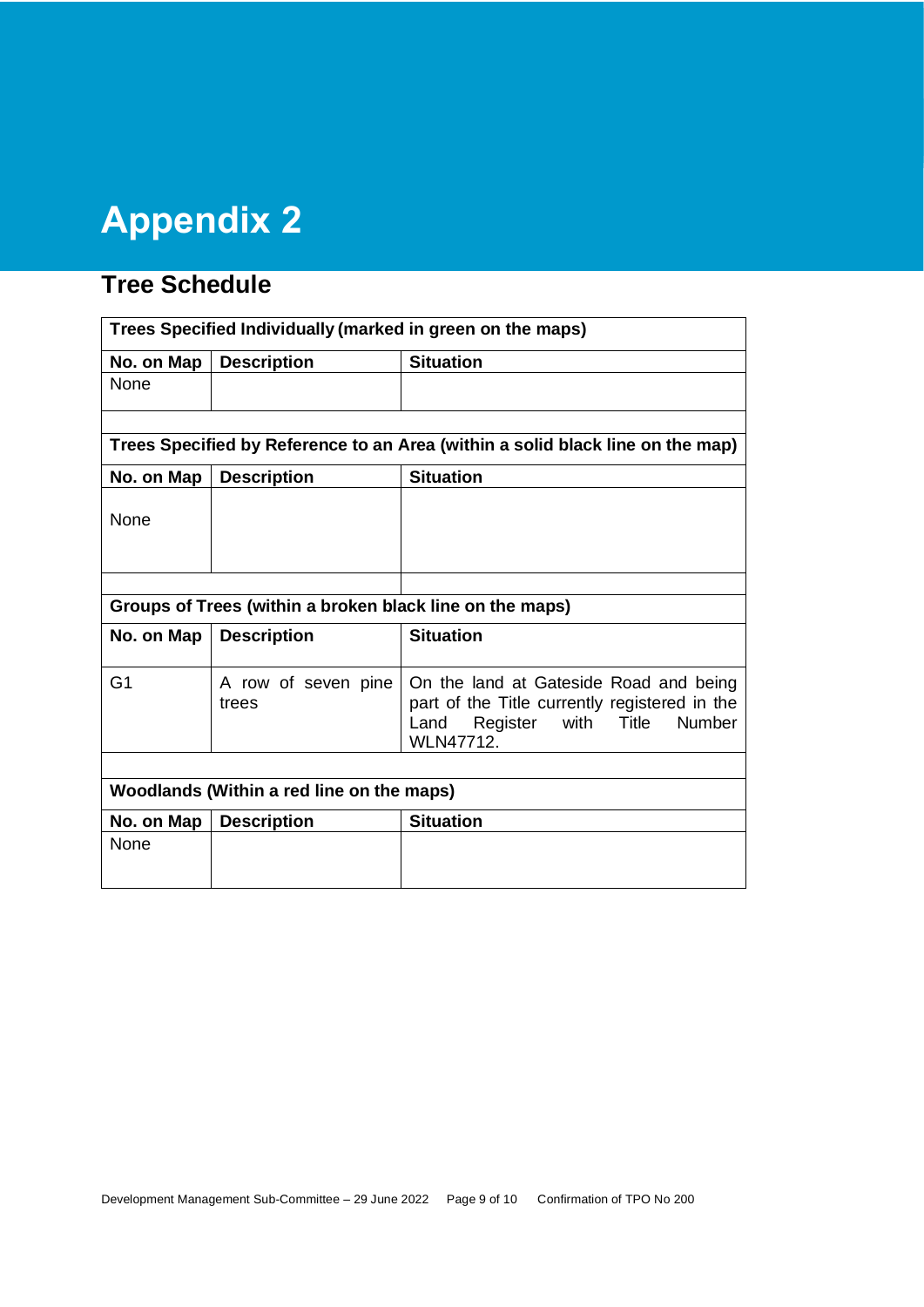# Appendix 2

## Tree Schedule

| Trees Specified Individually (marked in green on the maps) | | |
|---|---|---|
| **No. on Map** | **Description** | **Situation** |
| None | | |
| | | |
| **Trees Specified by Reference to an Area (within a solid black line on the map)** | | |
| **No. on Map** | **Description** | **Situation** |
| None | | |
| | | |
| **Groups of Trees (within a broken black line on the maps)** | | |
| **No. on Map** | **Description** | **Situation** |
| G1 | A row of seven pine trees | On the land at Gateside Road and being part of the Title currently registered in the Land Register with Title Number WLN47712. |
| | | |
| **Woodlands (Within a red line on the maps)** | | |
| **No. on Map** | **Description** | **Situation** |
| None | | |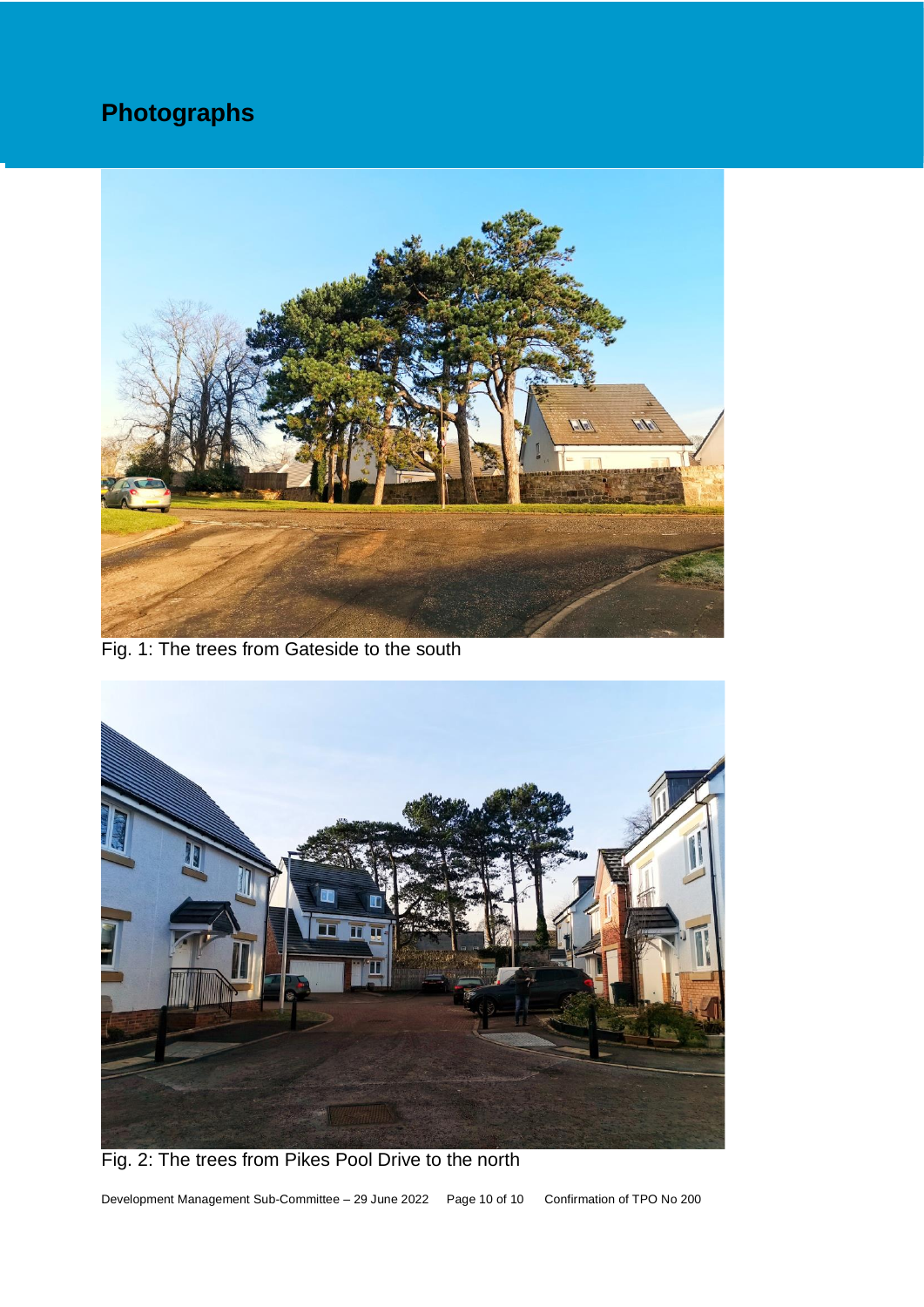## Photographs

Fig. 1: The trees from Gateside to the south

Fig. 2: The trees from Pikes Pool Drive to the north